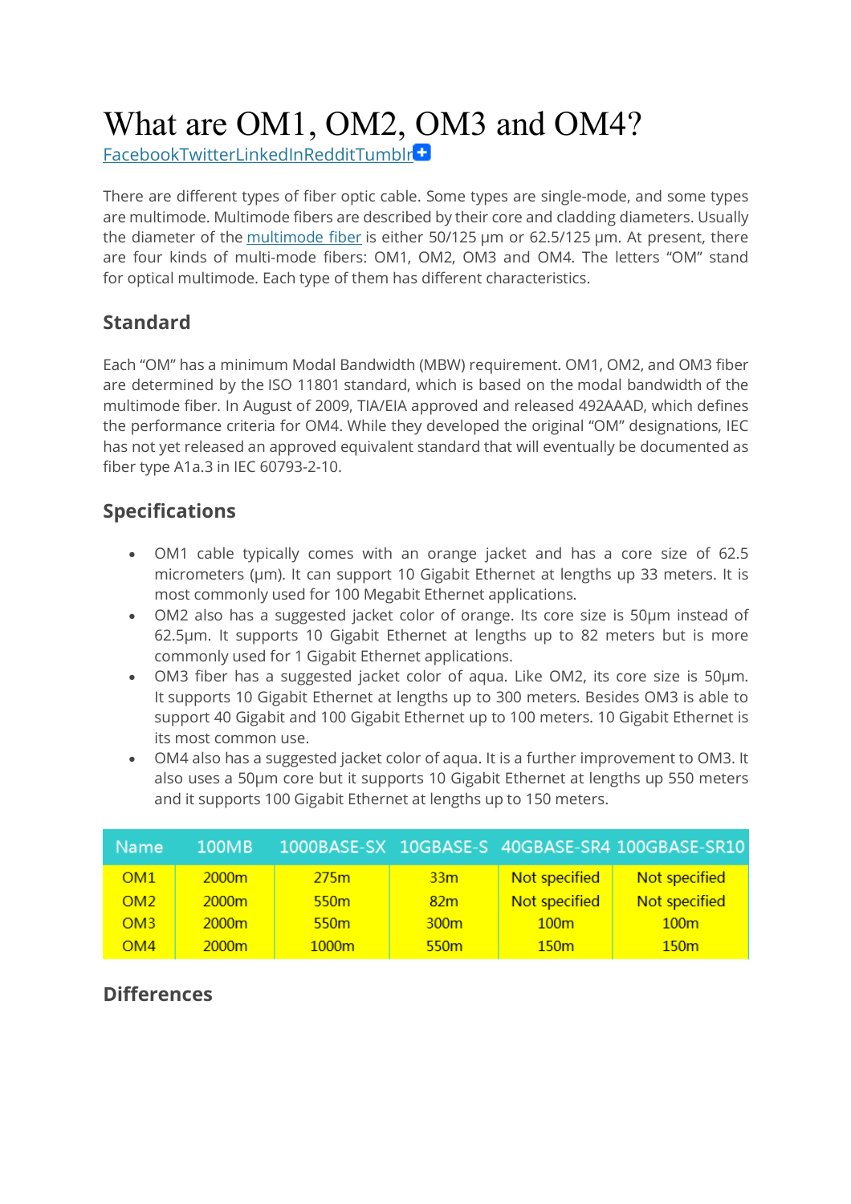# What are OM1, OM2, OM3 and OM4?

FacebookTwitterLinkedInRedditTumblr

There are different types of fiber optic cable. Some types are single-mode, and some types are multimode. Multimode fibers are described by their core and cladding diameters. Usually the diameter of the multimode fiber is either 50/125 µm or 62.5/125 µm. At present, there are four kinds of multi-mode fibers: OM1, OM2, OM3 and OM4. The letters "OM" stand for optical multimode. Each type of them has different characteristics.

## Standard

Each "OM" has a minimum Modal Bandwidth (MBW) requirement. OM1, OM2, and OM3 fiber are determined by the ISO 11801 standard, which is based on the modal bandwidth of the multimode fiber. In August of 2009, TIA/EIA approved and released 492AAAD, which defines the performance criteria for OM4. While they developed the original "OM" designations, IEC has not yet released an approved equivalent standard that will eventually be documented as fiber type A1a.3 in IEC 60793-2-10.

## Specifications

- OM1 cable typically comes with an orange jacket and has a core size of 62.5 micrometers (µm). It can support 10 Gigabit Ethernet at lengths up 33 meters. It is most commonly used for 100 Megabit Ethernet applications.
- OM2 also has a suggested jacket color of orange. Its core size is 50µm instead of 62.5µm. It supports 10 Gigabit Ethernet at lengths up to 82 meters but is more commonly used for 1 Gigabit Ethernet applications.
- OM3 fiber has a suggested jacket color of aqua. Like OM2, its core size is 50µm. It supports 10 Gigabit Ethernet at lengths up to 300 meters. Besides OM3 is able to support 40 Gigabit and 100 Gigabit Ethernet up to 100 meters. 10 Gigabit Ethernet is its most common use.
- OM4 also has a suggested jacket color of aqua. It is a further improvement to OM3. It also uses a 50µm core but it supports 10 Gigabit Ethernet at lengths up 550 meters and it supports 100 Gigabit Ethernet at lengths up to 150 meters.

| Name | 100MB | 1000BASE-SX | 10GBASE-S | 40GBASE-SR4 | 100GBASE-SR10 |
|---|---|---|---|---|---|
| OM1 | 2000m | 275m | 33m | Not specified | Not specified |
| OM2 | 2000m | 550m | 82m | Not specified | Not specified |
| OM3 | 2000m | 550m | 300m | 100m | 100m |
| OM4 | 2000m | 1000m | 550m | 150m | 150m |

## Differences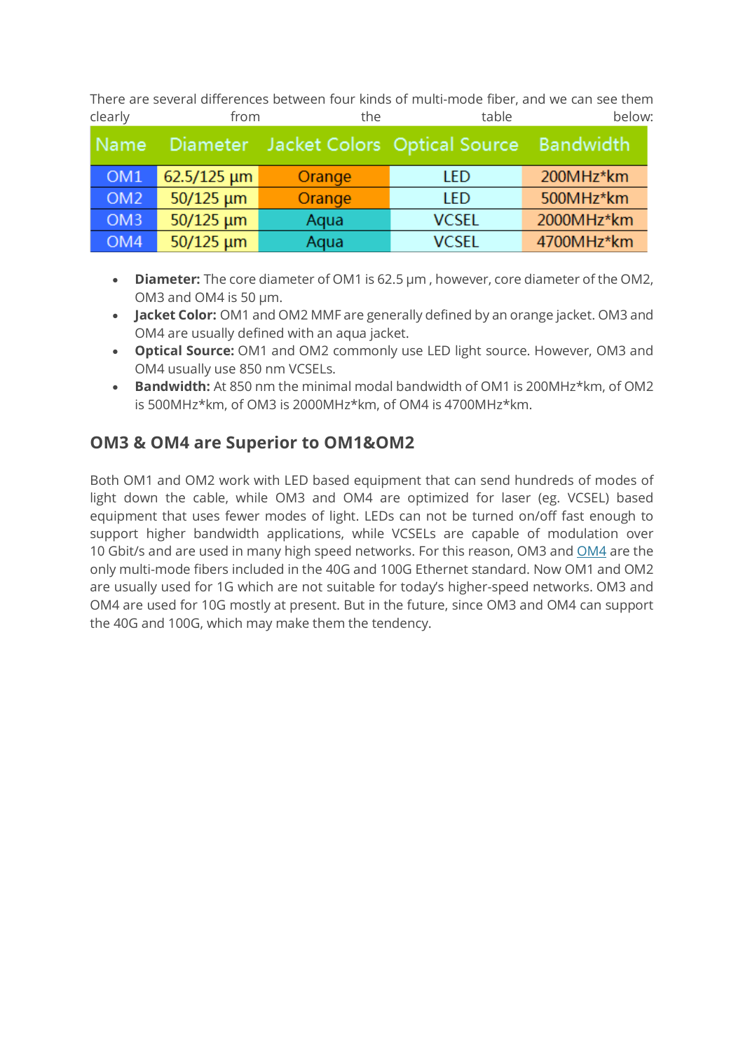There are several differences between four kinds of multi-mode fiber, and we can see them clearly from the table below:

| Name | Diameter | Jacket Colors | Optical Source | Bandwidth |
|---|---|---|---|---|
| OM1 | 62.5/125 µm | Orange | LED | 200MHz*km |
| OM2 | 50/125 µm | Orange | LED | 500MHz*km |
| OM3 | 50/125 µm | Aqua | VCSEL | 2000MHz*km |
| OM4 | 50/125 µm | Aqua | VCSEL | 4700MHz*km |

- **Diameter:** The core diameter of OM1 is 62.5 µm , however, core diameter of the OM2, OM3 and OM4 is 50 µm.
- **Jacket Color:** OM1 and OM2 MMF are generally defined by an orange jacket. OM3 and OM4 are usually defined with an aqua jacket.
- **Optical Source:** OM1 and OM2 commonly use LED light source. However, OM3 and OM4 usually use 850 nm VCSELs.
- **Bandwidth:** At 850 nm the minimal modal bandwidth of OM1 is 200MHz*km, of OM2 is 500MHz*km, of OM3 is 2000MHz*km, of OM4 is 4700MHz*km.

## OM3 & OM4 are Superior to OM1&OM2

Both OM1 and OM2 work with LED based equipment that can send hundreds of modes of light down the cable, while OM3 and OM4 are optimized for laser (eg. VCSEL) based equipment that uses fewer modes of light. LEDs can not be turned on/off fast enough to support higher bandwidth applications, while VCSELs are capable of modulation over 10 Gbit/s and are used in many high speed networks. For this reason, OM3 and OM4 are the only multi-mode fibers included in the 40G and 100G Ethernet standard. Now OM1 and OM2 are usually used for 1G which are not suitable for today's higher-speed networks. OM3 and OM4 are used for 10G mostly at present. But in the future, since OM3 and OM4 can support the 40G and 100G, which may make them the tendency.